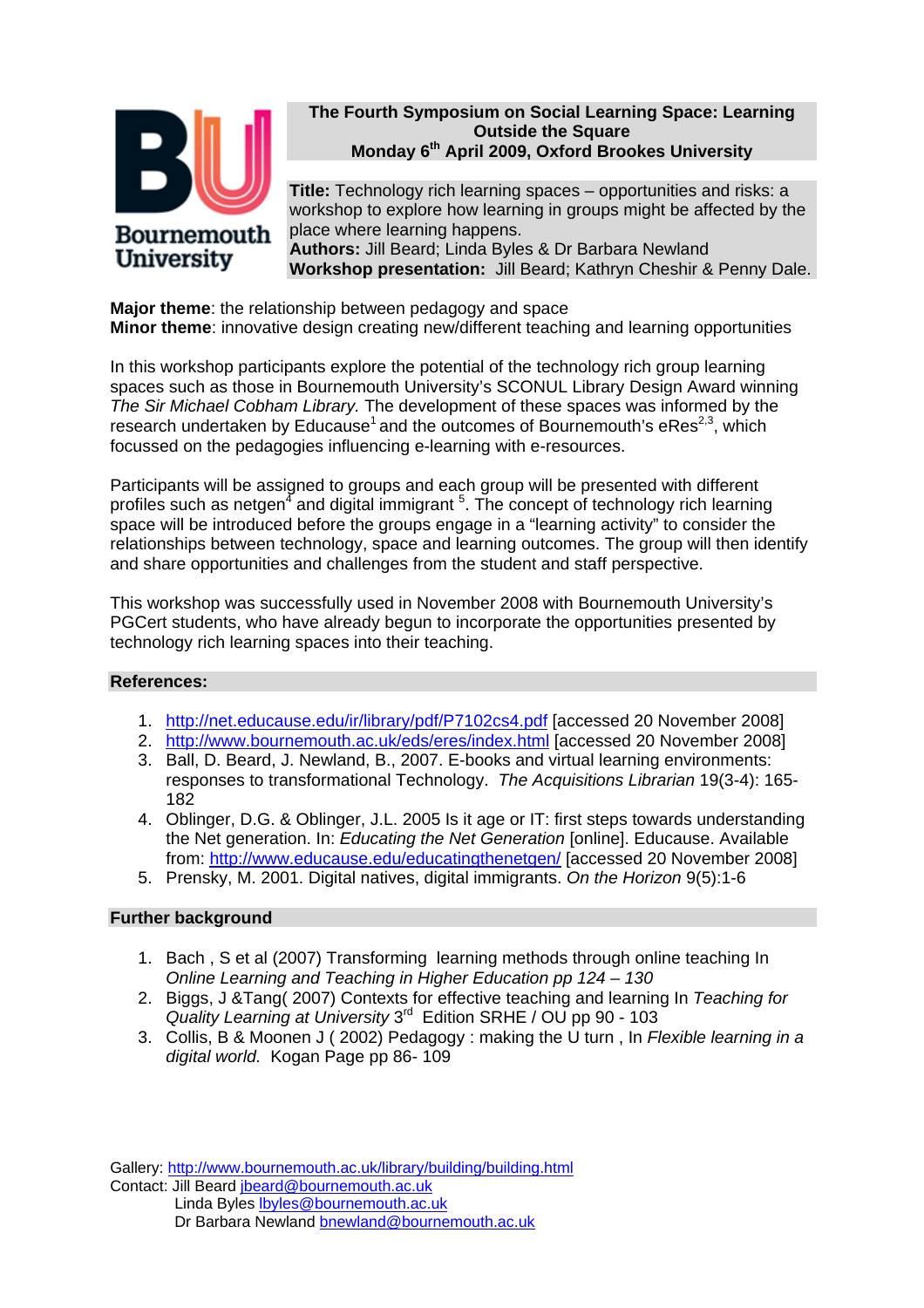Bournemouth University

**The Fourth Symposium on Social Learning Space: Learning Outside the Square**
**Monday 6th April 2009, Oxford Brookes University**

**Title:** Technology rich learning spaces – opportunities and risks: a workshop to explore how learning in groups might be affected by the place where learning happens.
**Authors:** Jill Beard; Linda Byles & Dr Barbara Newland
**Workshop presentation:** Jill Beard; Kathryn Cheshir & Penny Dale.

**Major theme**: the relationship between pedagogy and space
**Minor theme**: innovative design creating new/different teaching and learning opportunities

In this workshop participants explore the potential of the technology rich group learning spaces such as those in Bournemouth University's SCONUL Library Design Award winning *The Sir Michael Cobham Library.* The development of these spaces was informed by the research undertaken by Educause[1] and the outcomes of Bournemouth's eRes[2,3], which focussed on the pedagogies influencing e-learning with e-resources.

Participants will be assigned to groups and each group will be presented with different profiles such as netgen[4] and digital immigrant [5]. The concept of technology rich learning space will be introduced before the groups engage in a "learning activity" to consider the relationships between technology, space and learning outcomes. The group will then identify and share opportunities and challenges from the student and staff perspective.

This workshop was successfully used in November 2008 with Bournemouth University's PGCert students, who have already begun to incorporate the opportunities presented by technology rich learning spaces into their teaching.

**References:**

1. http://net.educause.edu/ir/library/pdf/P7102cs4.pdf [accessed 20 November 2008]
2. http://www.bournemouth.ac.uk/eds/eres/index.html [accessed 20 November 2008]
3. Ball, D. Beard, J. Newland, B., 2007. E-books and virtual learning environments: responses to transformational Technology. *The Acquisitions Librarian* 19(3-4): 165-182
4. Oblinger, D.G. & Oblinger, J.L. 2005 Is it age or IT: first steps towards understanding the Net generation. In: *Educating the Net Generation* [online]. Educause. Available from: http://www.educause.edu/educatingthenetgen/ [accessed 20 November 2008]
5. Prensky, M. 2001. Digital natives, digital immigrants. *On the Horizon* 9(5):1-6

**Further background**

1. Bach , S et al (2007) Transforming learning methods through online teaching In *Online Learning and Teaching in Higher Education pp 124 – 130*
2. Biggs, J &Tang( 2007) Contexts for effective teaching and learning In *Teaching for Quality Learning at University* 3rd Edition SRHE / OU pp 90 - 103
3. Collis, B & Moonen J ( 2002) Pedagogy : making the U turn , In *Flexible learning in a digital world.* Kogan Page pp 86- 109

Gallery: http://www.bournemouth.ac.uk/library/building/building.html
Contact: Jill Beard jbeard@bournemouth.ac.uk
Linda Byles lbyles@bournemouth.ac.uk
Dr Barbara Newland bnewland@bournemouth.ac.uk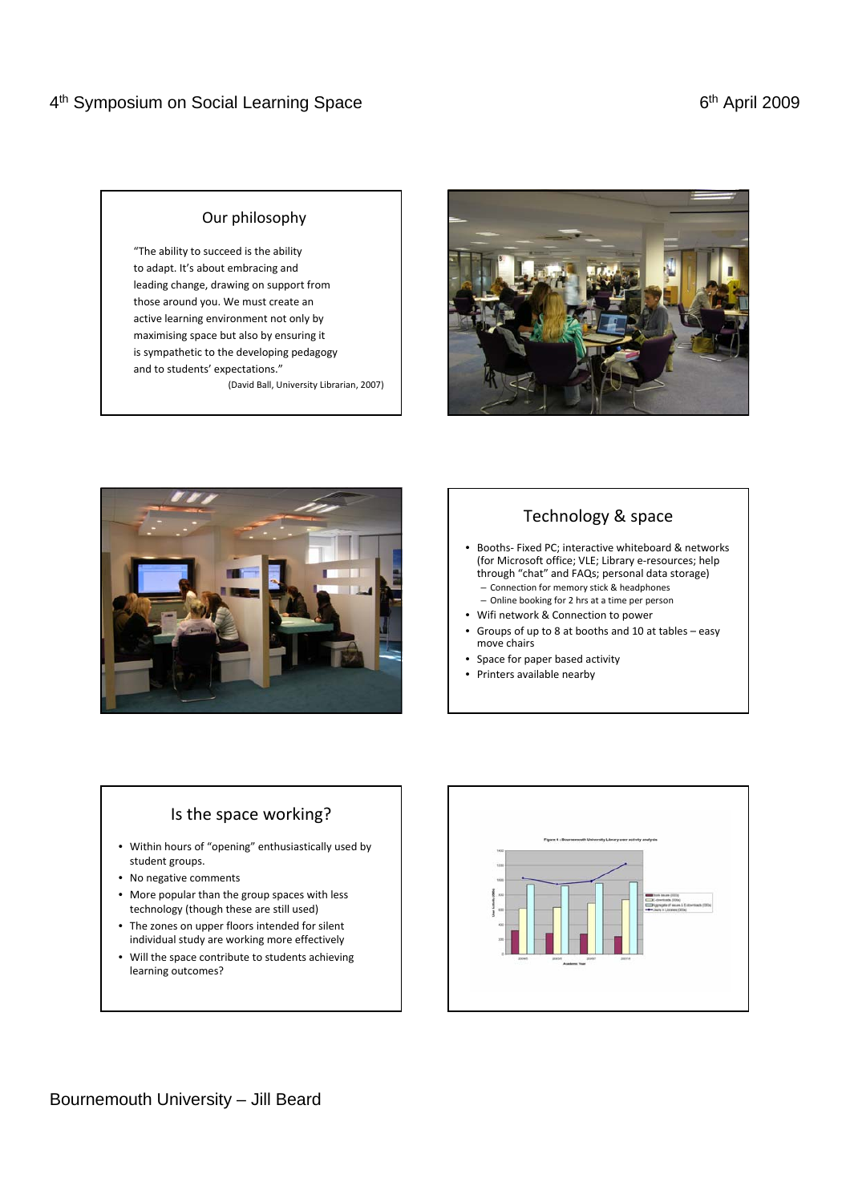## Our philosophy

"The ability to succeed is the ability to adapt. It's about embracing and leading change, drawing on support from those around you. We must create an active learning environment not only by maximising space but also by ensuring it is sympathetic to the developing pedagogy and to students' expectations."

(David Ball, University Librarian, 2007)

## Technology & space

- Booths- Fixed PC; interactive whiteboard & networks (for Microsoft office; VLE; Library e-resources; help through "chat" and FAQs; personal data storage)
  - Connection for memory stick & headphones
  - Online booking for 2 hrs at a time per person
- Wifi network & Connection to power
- Groups of up to 8 at booths and 10 at tables – easy move chairs
- Space for paper based activity
- Printers available nearby

## Is the space working?

- Within hours of "opening" enthusiastically used by student groups.
- No negative comments
- More popular than the group spaces with less technology (though these are still used)
- The zones on upper floors intended for silent individual study are working more effectively
- Will the space contribute to students achieving learning outcomes?

Figure 4 : Bournemouth University Library user activity analysis